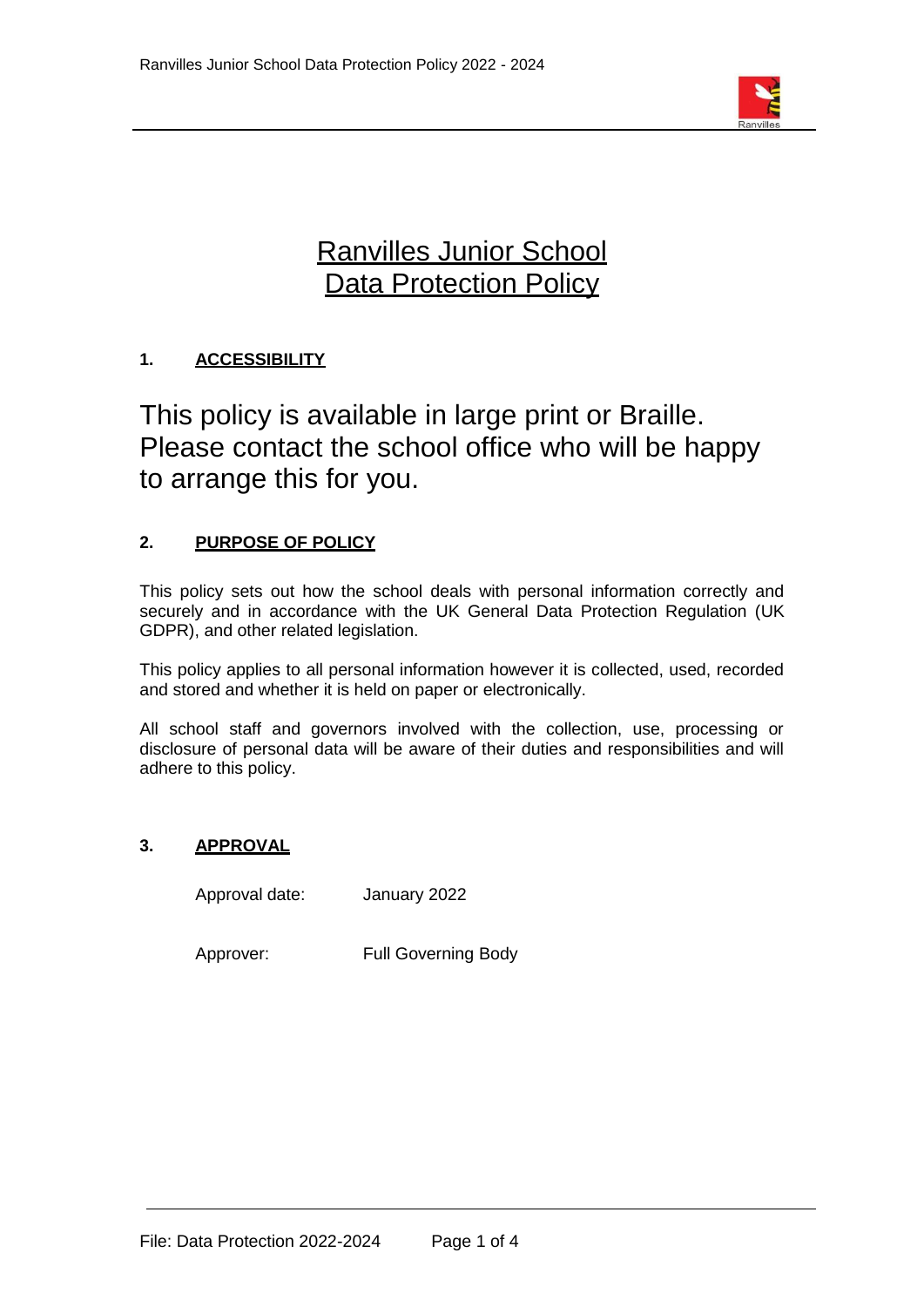# Ranvilles Junior School
# Data Protection Policy

## 1. ACCESSIBILITY

This policy is available in large print or Braille. Please contact the school office who will be happy to arrange this for you.

## 2. PURPOSE OF POLICY

This policy sets out how the school deals with personal information correctly and securely and in accordance with the UK General Data Protection Regulation (UK GDPR), and other related legislation.

This policy applies to all personal information however it is collected, used, recorded and stored and whether it is held on paper or electronically.

All school staff and governors involved with the collection, use, processing or disclosure of personal data will be aware of their duties and responsibilities and will adhere to this policy.

## 3. APPROVAL

Approval date: January 2022

Approver: Full Governing Body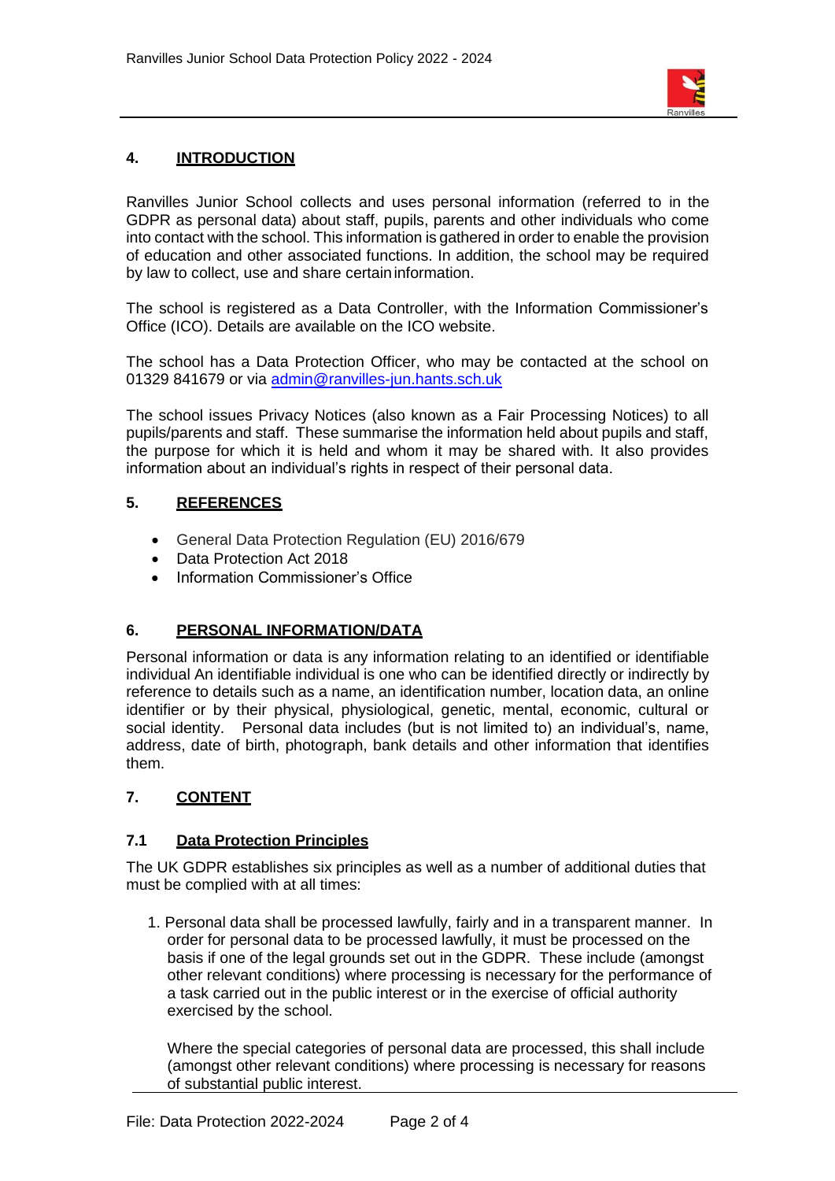## 4. INTRODUCTION

Ranvilles Junior School collects and uses personal information (referred to in the GDPR as personal data) about staff, pupils, parents and other individuals who come into contact with the school. This information is gathered in order to enable the provision of education and other associated functions. In addition, the school may be required by law to collect, use and share certain information.

The school is registered as a Data Controller, with the Information Commissioner's Office (ICO). Details are available on the ICO website.

The school has a Data Protection Officer, who may be contacted at the school on 01329 841679 or via admin@ranvilles-jun.hants.sch.uk

The school issues Privacy Notices (also known as a Fair Processing Notices) to all pupils/parents and staff. These summarise the information held about pupils and staff, the purpose for which it is held and whom it may be shared with. It also provides information about an individual's rights in respect of their personal data.

## 5. REFERENCES

- General Data Protection Regulation (EU) 2016/679
- Data Protection Act 2018
- Information Commissioner's Office

## 6. PERSONAL INFORMATION/DATA

Personal information or data is any information relating to an identified or identifiable individual An identifiable individual is one who can be identified directly or indirectly by reference to details such as a name, an identification number, location data, an online identifier or by their physical, physiological, genetic, mental, economic, cultural or social identity. Personal data includes (but is not limited to) an individual's, name, address, date of birth, photograph, bank details and other information that identifies them.

## 7. CONTENT

### 7.1 Data Protection Principles

The UK GDPR establishes six principles as well as a number of additional duties that must be complied with at all times:

1. Personal data shall be processed lawfully, fairly and in a transparent manner. In order for personal data to be processed lawfully, it must be processed on the basis if one of the legal grounds set out in the GDPR. These include (amongst other relevant conditions) where processing is necessary for the performance of a task carried out in the public interest or in the exercise of official authority exercised by the school.

   Where the special categories of personal data are processed, this shall include (amongst other relevant conditions) where processing is necessary for reasons of substantial public interest.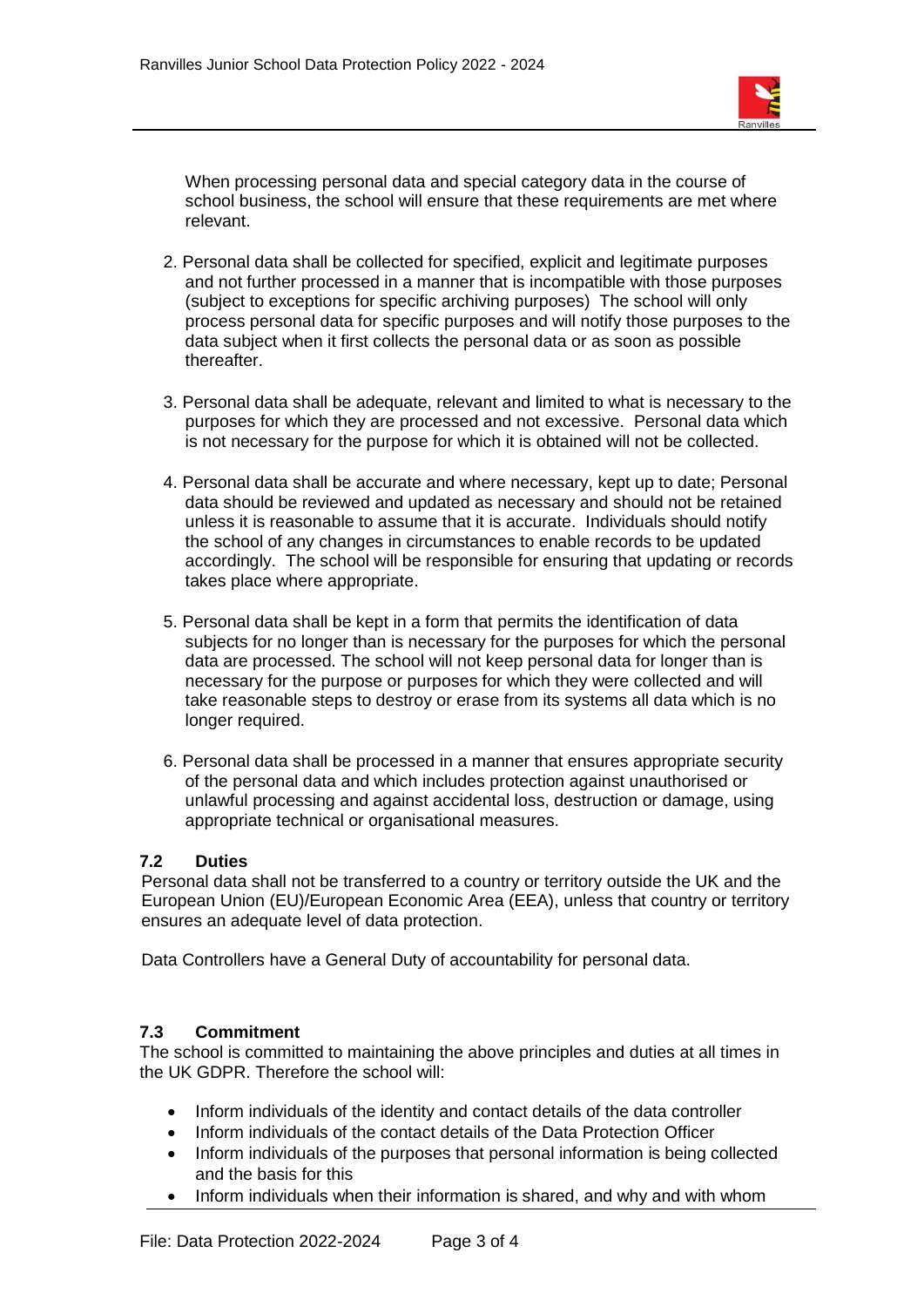When processing personal data and special category data in the course of school business, the school will ensure that these requirements are met where relevant.

2. Personal data shall be collected for specified, explicit and legitimate purposes and not further processed in a manner that is incompatible with those purposes (subject to exceptions for specific archiving purposes) The school will only process personal data for specific purposes and will notify those purposes to the data subject when it first collects the personal data or as soon as possible thereafter.

3. Personal data shall be adequate, relevant and limited to what is necessary to the purposes for which they are processed and not excessive. Personal data which is not necessary for the purpose for which it is obtained will not be collected.

4. Personal data shall be accurate and where necessary, kept up to date; Personal data should be reviewed and updated as necessary and should not be retained unless it is reasonable to assume that it is accurate. Individuals should notify the school of any changes in circumstances to enable records to be updated accordingly. The school will be responsible for ensuring that updating or records takes place where appropriate.

5. Personal data shall be kept in a form that permits the identification of data subjects for no longer than is necessary for the purposes for which the personal data are processed. The school will not keep personal data for longer than is necessary for the purpose or purposes for which they were collected and will take reasonable steps to destroy or erase from its systems all data which is no longer required.

6. Personal data shall be processed in a manner that ensures appropriate security of the personal data and which includes protection against unauthorised or unlawful processing and against accidental loss, destruction or damage, using appropriate technical or organisational measures.

### 7.2 Duties

Personal data shall not be transferred to a country or territory outside the UK and the European Union (EU)/European Economic Area (EEA), unless that country or territory ensures an adequate level of data protection.

Data Controllers have a General Duty of accountability for personal data.

### 7.3 Commitment

The school is committed to maintaining the above principles and duties at all times in the UK GDPR. Therefore the school will:

- Inform individuals of the identity and contact details of the data controller
- Inform individuals of the contact details of the Data Protection Officer
- Inform individuals of the purposes that personal information is being collected and the basis for this
- Inform individuals when their information is shared, and why and with whom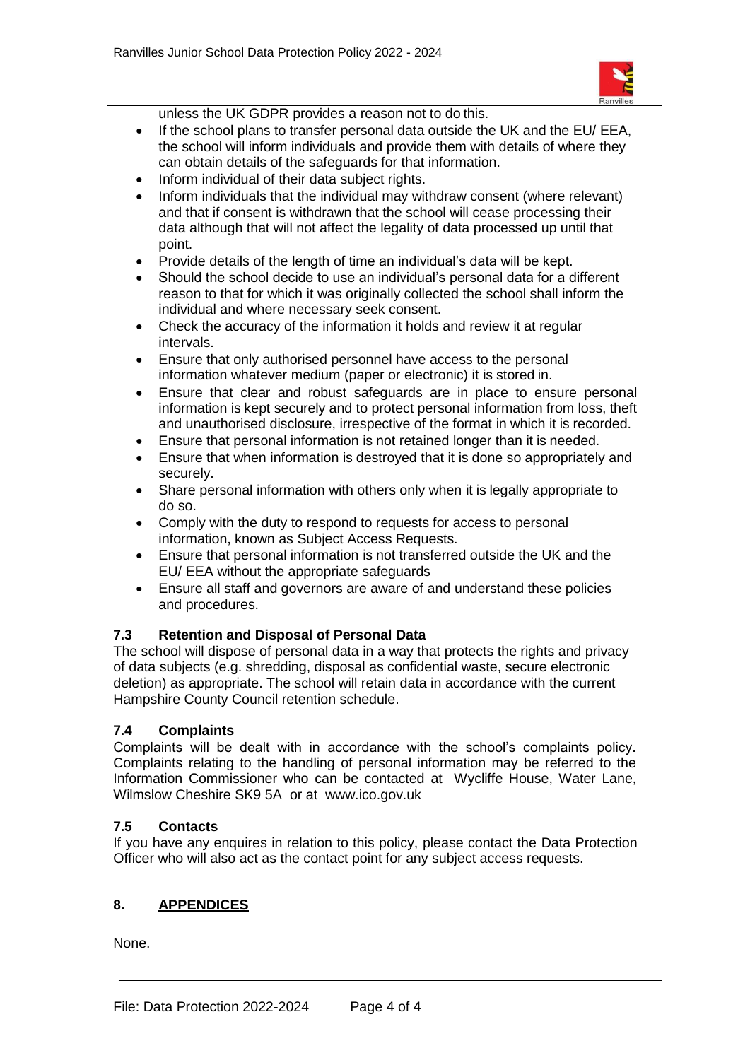unless the UK GDPR provides a reason not to do this.

- If the school plans to transfer personal data outside the UK and the EU/ EEA, the school will inform individuals and provide them with details of where they can obtain details of the safeguards for that information.
- Inform individual of their data subject rights.
- Inform individuals that the individual may withdraw consent (where relevant) and that if consent is withdrawn that the school will cease processing their data although that will not affect the legality of data processed up until that point.
- Provide details of the length of time an individual's data will be kept.
- Should the school decide to use an individual's personal data for a different reason to that for which it was originally collected the school shall inform the individual and where necessary seek consent.
- Check the accuracy of the information it holds and review it at regular intervals.
- Ensure that only authorised personnel have access to the personal information whatever medium (paper or electronic) it is stored in.
- Ensure that clear and robust safeguards are in place to ensure personal information is kept securely and to protect personal information from loss, theft and unauthorised disclosure, irrespective of the format in which it is recorded.
- Ensure that personal information is not retained longer than it is needed.
- Ensure that when information is destroyed that it is done so appropriately and securely.
- Share personal information with others only when it is legally appropriate to do so.
- Comply with the duty to respond to requests for access to personal information, known as Subject Access Requests.
- Ensure that personal information is not transferred outside the UK and the EU/ EEA without the appropriate safeguards
- Ensure all staff and governors are aware of and understand these policies and procedures.

### 7.3 Retention and Disposal of Personal Data

The school will dispose of personal data in a way that protects the rights and privacy of data subjects (e.g. shredding, disposal as confidential waste, secure electronic deletion) as appropriate. The school will retain data in accordance with the current Hampshire County Council retention schedule.

### 7.4 Complaints

Complaints will be dealt with in accordance with the school's complaints policy. Complaints relating to the handling of personal information may be referred to the Information Commissioner who can be contacted at Wycliffe House, Water Lane, Wilmslow Cheshire SK9 5A or at www.ico.gov.uk

### 7.5 Contacts

If you have any enquires in relation to this policy, please contact the Data Protection Officer who will also act as the contact point for any subject access requests.

## 8. APPENDICES

None.